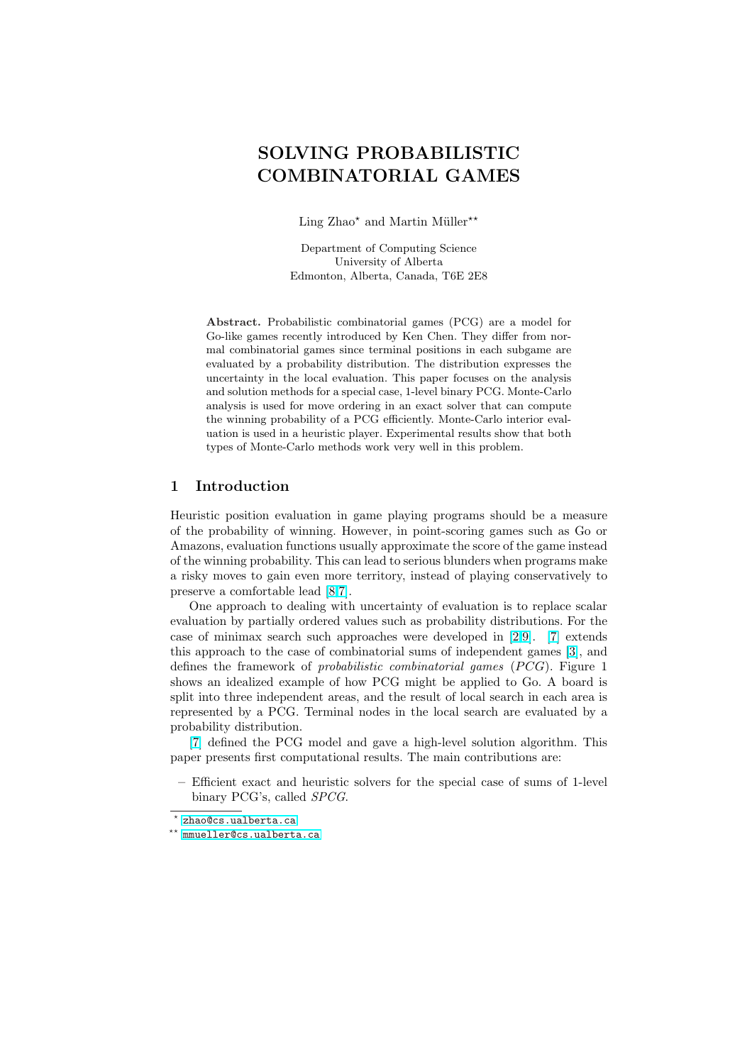# SOLVING PROBABILISTIC COMBINATORIAL GAMES

Ling Zhao* and Martin Müller**

Department of Computing Science
University of Alberta
Edmonton, Alberta, Canada, T6E 2E8

**Abstract.** Probabilistic combinatorial games (PCG) are a model for Go-like games recently introduced by Ken Chen. They differ from normal combinatorial games since terminal positions in each subgame are evaluated by a probability distribution. The distribution expresses the uncertainty in the local evaluation. This paper focuses on the analysis and solution methods for a special case, 1-level binary PCG. Monte-Carlo analysis is used for move ordering in an exact solver that can compute the winning probability of a PCG efficiently. Monte-Carlo interior evaluation is used in a heuristic player. Experimental results show that both types of Monte-Carlo methods work very well in this problem.

## 1 Introduction

Heuristic position evaluation in game playing programs should be a measure of the probability of winning. However, in point-scoring games such as Go or Amazons, evaluation functions usually approximate the score of the game instead of the winning probability. This can lead to serious blunders when programs make a risky moves to gain even more territory, instead of playing conservatively to preserve a comfortable lead [8,7].

One approach to dealing with uncertainty of evaluation is to replace scalar evaluation by partially ordered values such as probability distributions. For the case of minimax search such approaches were developed in [2,9]. [7] extends this approach to the case of combinatorial sums of independent games [3], and defines the framework of *probabilistic combinatorial games* (*PCG*). Figure 1 shows an idealized example of how PCG might be applied to Go. A board is split into three independent areas, and the result of local search in each area is represented by a PCG. Terminal nodes in the local search are evaluated by a probability distribution.

[7] defined the PCG model and gave a high-level solution algorithm. This paper presents first computational results. The main contributions are:

– Efficient exact and heuristic solvers for the special case of sums of 1-level binary PCG's, called *SPCG*.

* zhao@cs.ualberta.ca

** mmueller@cs.ualberta.ca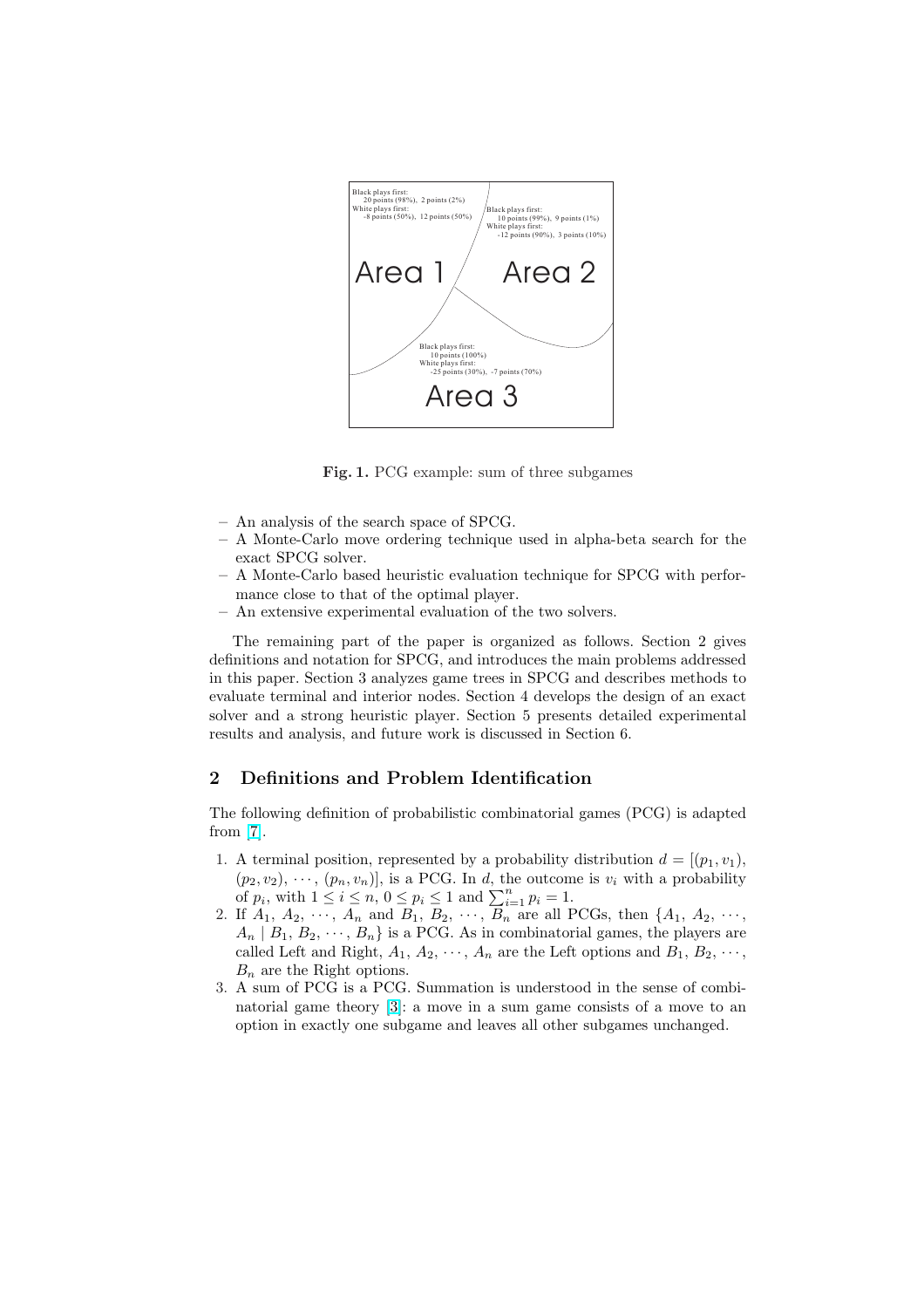Black plays first:
20 points (98%), 2 points (2%)
White plays first:
-8 points (50%), 12 points (50%)

Black plays first:
10 points (99%), 9 points (1%)
White plays first:
-12 points (90%), 3 points (10%)

Area 1

Area 2

Black plays first:
10 points (100%)
White plays first:
-25 points (30%), -7 points (70%)

Area 3

**Fig. 1.** PCG example: sum of three subgames

– An analysis of the search space of SPCG.
– A Monte-Carlo move ordering technique used in alpha-beta search for the exact SPCG solver.
– A Monte-Carlo based heuristic evaluation technique for SPCG with performance close to that of the optimal player.
– An extensive experimental evaluation of the two solvers.

The remaining part of the paper is organized as follows. Section 2 gives definitions and notation for SPCG, and introduces the main problems addressed in this paper. Section 3 analyzes game trees in SPCG and describes methods to evaluate terminal and interior nodes. Section 4 develops the design of an exact solver and a strong heuristic player. Section 5 presents detailed experimental results and analysis, and future work is discussed in Section 6.

## 2 Definitions and Problem Identification

The following definition of probabilistic combinatorial games (PCG) is adapted from [7].

1. A terminal position, represented by a probability distribution $d = [(p_1, v_1), (p_2, v_2), \cdots, (p_n, v_n)]$, is a PCG. In $d$, the outcome is $v_i$ with a probability of $p_i$, with $1 \leq i \leq n$, $0 \leq p_i \leq 1$ and $\sum_{i=1}^{n} p_i = 1$.
2. If $A_1, A_2, \cdots, A_n$ and $B_1, B_2, \cdots, B_n$ are all PCGs, then $\{A_1, A_2, \cdots, A_n \mid B_1, B_2, \cdots, B_n\}$ is a PCG. As in combinatorial games, the players are called Left and Right, $A_1, A_2, \cdots, A_n$ are the Left options and $B_1, B_2, \cdots, B_n$ are the Right options.
3. A sum of PCG is a PCG. Summation is understood in the sense of combinatorial game theory [3]: a move in a sum game consists of a move to an option in exactly one subgame and leaves all other subgames unchanged.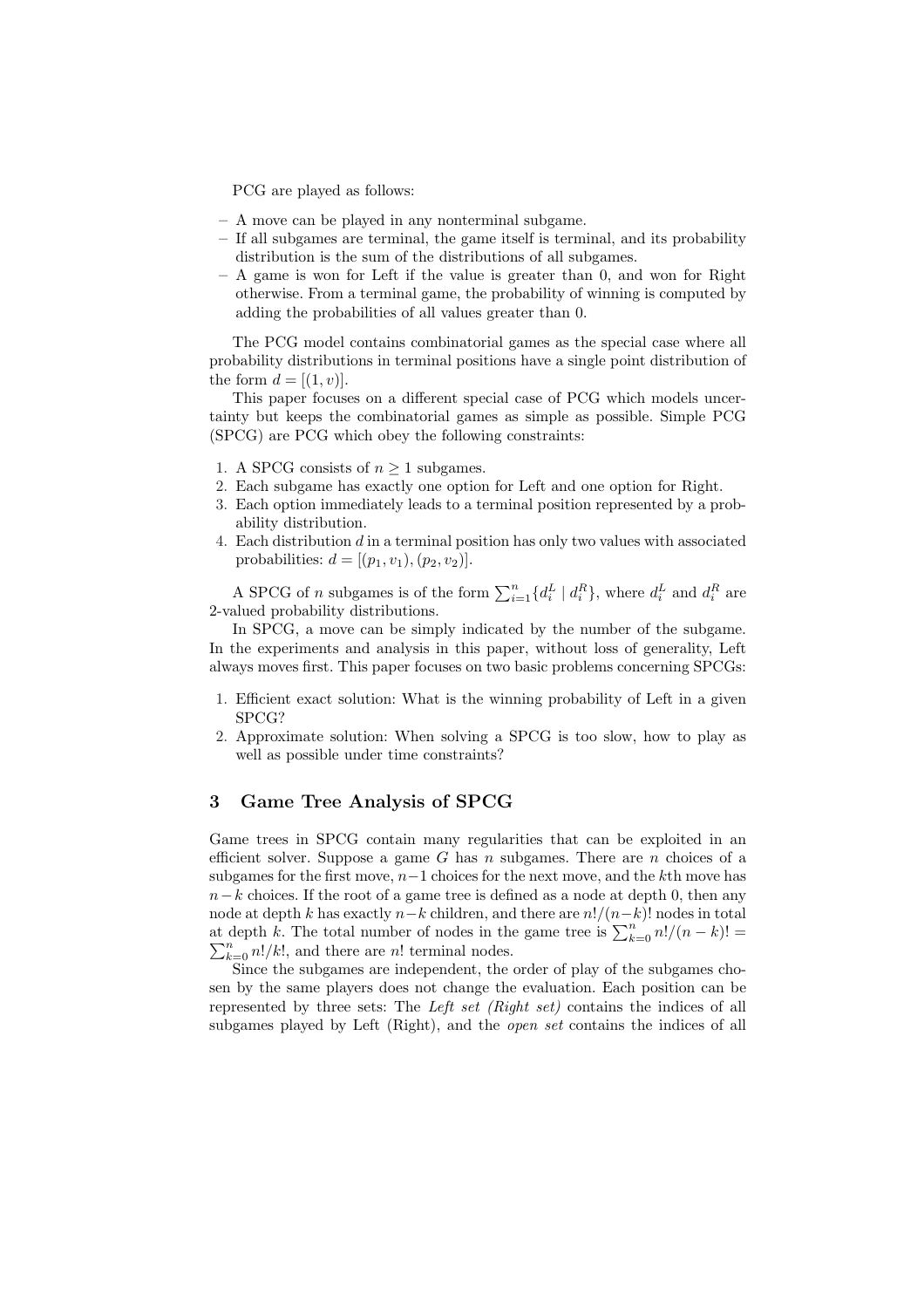PCG are played as follows:

- A move can be played in any nonterminal subgame.
- If all subgames are terminal, the game itself is terminal, and its probability distribution is the sum of the distributions of all subgames.
- A game is won for Left if the value is greater than 0, and won for Right otherwise. From a terminal game, the probability of winning is computed by adding the probabilities of all values greater than 0.

The PCG model contains combinatorial games as the special case where all probability distributions in terminal positions have a single point distribution of the form $d = [(1, v)]$.

This paper focuses on a different special case of PCG which models uncertainty but keeps the combinatorial games as simple as possible. Simple PCG (SPCG) are PCG which obey the following constraints:

1. A SPCG consists of $n \geq 1$ subgames.
2. Each subgame has exactly one option for Left and one option for Right.
3. Each option immediately leads to a terminal position represented by a probability distribution.
4. Each distribution $d$ in a terminal position has only two values with associated probabilities: $d = [(p_1, v_1), (p_2, v_2)]$.

A SPCG of $n$ subgames is of the form $\sum_{i=1}^{n} \{d_i^L \mid d_i^R\}$, where $d_i^L$ and $d_i^R$ are 2-valued probability distributions.

In SPCG, a move can be simply indicated by the number of the subgame. In the experiments and analysis in this paper, without loss of generality, Left always moves first. This paper focuses on two basic problems concerning SPCGs:

1. Efficient exact solution: What is the winning probability of Left in a given SPCG?
2. Approximate solution: When solving a SPCG is too slow, how to play as well as possible under time constraints?

## 3 Game Tree Analysis of SPCG

Game trees in SPCG contain many regularities that can be exploited in an efficient solver. Suppose a game $G$ has $n$ subgames. There are $n$ choices of a subgames for the first move, $n-1$ choices for the next move, and the $k$th move has $n-k$ choices. If the root of a game tree is defined as a node at depth 0, then any node at depth $k$ has exactly $n-k$ children, and there are $n!/(n-k)!$ nodes in total at depth $k$. The total number of nodes in the game tree is $\sum_{k=0}^{n} n!/(n-k)! = \sum_{k=0}^{n} n!/k!$, and there are $n!$ terminal nodes.

Since the subgames are independent, the order of play of the subgames chosen by the same players does not change the evaluation. Each position can be represented by three sets: The *Left set (Right set)* contains the indices of all subgames played by Left (Right), and the *open set* contains the indices of all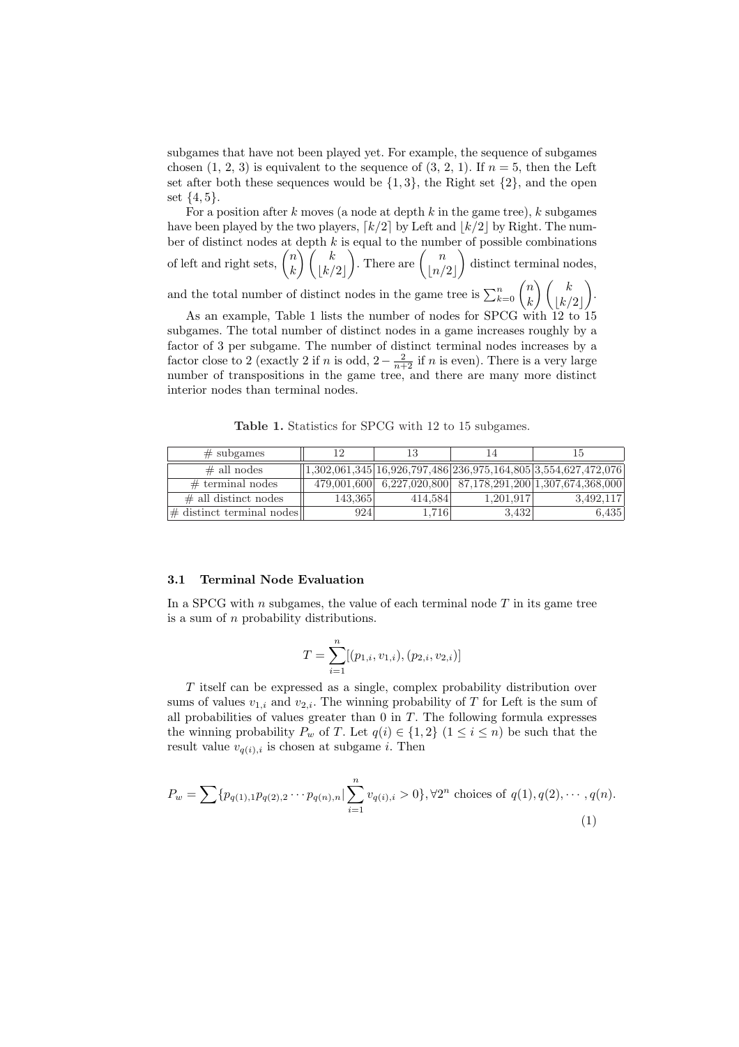subgames that have not been played yet. For example, the sequence of subgames chosen (1, 2, 3) is equivalent to the sequence of (3, 2, 1). If $n = 5$, then the Left set after both these sequences would be $\{1, 3\}$, the Right set $\{2\}$, and the open set $\{4, 5\}$.

For a position after $k$ moves (a node at depth $k$ in the game tree), $k$ subgames have been played by the two players, $\lceil k/2 \rceil$ by Left and $\lfloor k/2 \rfloor$ by Right. The number of distinct nodes at depth $k$ is equal to the number of possible combinations of left and right sets, $\binom{n}{k}\binom{k}{\lfloor k/2 \rfloor}$. There are $\binom{n}{\lfloor n/2 \rfloor}$ distinct terminal nodes, and the total number of distinct nodes in the game tree is $\sum_{k=0}^{n}\binom{n}{k}\binom{k}{\lfloor k/2 \rfloor}$.

As an example, Table 1 lists the number of nodes for SPCG with 12 to 15 subgames. The total number of distinct nodes in a game increases roughly by a factor of 3 per subgame. The number of distinct terminal nodes increases by a factor close to 2 (exactly 2 if $n$ is odd, $2 - \frac{2}{n+2}$ if $n$ is even). There is a very large number of transpositions in the game tree, and there are many more distinct interior nodes than terminal nodes.

**Table 1.** Statistics for SPCG with 12 to 15 subgames.

| # subgames | 12 | 13 | 14 | 15 |
|---|---|---|---|---|
| # all nodes | 1,302,061,345 | 16,926,797,486 | 236,975,164,805 | 3,554,627,472,076 |
| # terminal nodes | 479,001,600 | 6,227,020,800 | 87,178,291,200 | 1,307,674,368,000 |
| # all distinct nodes | 143,365 | 414,584 | 1,201,917 | 3,492,117 |
| # distinct terminal nodes | 924 | 1,716 | 3,432 | 6,435 |

### 3.1 Terminal Node Evaluation

In a SPCG with $n$ subgames, the value of each terminal node $T$ in its game tree is a sum of $n$ probability distributions.

$$T = \sum_{i=1}^{n}[(p_{1,i}, v_{1,i}), (p_{2,i}, v_{2,i})]$$

$T$ itself can be expressed as a single, complex probability distribution over sums of values $v_{1,i}$ and $v_{2,i}$. The winning probability of $T$ for Left is the sum of all probabilities of values greater than 0 in $T$. The following formula expresses the winning probability $P_w$ of $T$. Let $q(i) \in \{1, 2\}$ $(1 \leq i \leq n)$ be such that the result value $v_{q(i),i}$ is chosen at subgame $i$. Then

$$P_w = \sum\{p_{q(1),1}p_{q(2),2}\cdots p_{q(n),n} \mid \sum_{i=1}^{n} v_{q(i),i} > 0\}, \forall 2^n \text{ choices of } q(1), q(2), \cdots, q(n). \quad (1)$$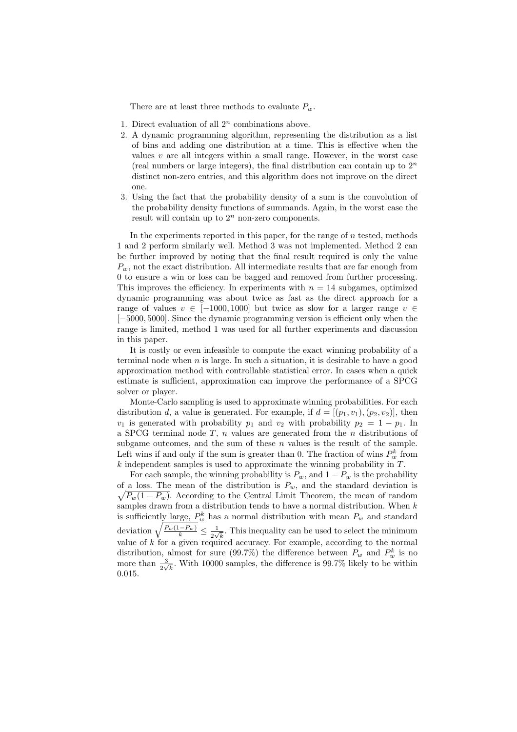There are at least three methods to evaluate $P_w$.

1. Direct evaluation of all $2^n$ combinations above.
2. A dynamic programming algorithm, representing the distribution as a list of bins and adding one distribution at a time. This is effective when the values $v$ are all integers within a small range. However, in the worst case (real numbers or large integers), the final distribution can contain up to $2^n$ distinct non-zero entries, and this algorithm does not improve on the direct one.
3. Using the fact that the probability density of a sum is the convolution of the probability density functions of summands. Again, in the worst case the result will contain up to $2^n$ non-zero components.

In the experiments reported in this paper, for the range of $n$ tested, methods 1 and 2 perform similarly well. Method 3 was not implemented. Method 2 can be further improved by noting that the final result required is only the value $P_w$, not the exact distribution. All intermediate results that are far enough from 0 to ensure a win or loss can be bagged and removed from further processing. This improves the efficiency. In experiments with $n = 14$ subgames, optimized dynamic programming was about twice as fast as the direct approach for a range of values $v \in [-1000, 1000]$ but twice as slow for a larger range $v \in [-5000, 5000]$. Since the dynamic programming version is efficient only when the range is limited, method 1 was used for all further experiments and discussion in this paper.

It is costly or even infeasible to compute the exact winning probability of a terminal node when $n$ is large. In such a situation, it is desirable to have a good approximation method with controllable statistical error. In cases when a quick estimate is sufficient, approximation can improve the performance of a SPCG solver or player.

Monte-Carlo sampling is used to approximate winning probabilities. For each distribution $d$, a value is generated. For example, if $d = [(p_1, v_1), (p_2, v_2)]$, then $v_1$ is generated with probability $p_1$ and $v_2$ with probability $p_2 = 1 - p_1$. In a SPCG terminal node $T$, $n$ values are generated from the $n$ distributions of subgame outcomes, and the sum of these $n$ values is the result of the sample. Left wins if and only if the sum is greater than 0. The fraction of wins $P_w^k$ from $k$ independent samples is used to approximate the winning probability in $T$.

For each sample, the winning probability is $P_w$, and $1 - P_w$ is the probability of a loss. The mean of the distribution is $P_w$, and the standard deviation is $\sqrt{P_w(1 - P_w)}$. According to the Central Limit Theorem, the mean of random samples drawn from a distribution tends to have a normal distribution. When $k$ is sufficiently large, $P_w^k$ has a normal distribution with mean $P_w$ and standard deviation $\sqrt{\frac{P_w(1-P_w)}{k}} \leq \frac{1}{2\sqrt{k}}$. This inequality can be used to select the minimum value of $k$ for a given required accuracy. For example, according to the normal distribution, almost for sure (99.7%) the difference between $P_w$ and $P_w^k$ is no more than $\frac{3}{2\sqrt{k}}$. With 10000 samples, the difference is 99.7% likely to be within 0.015.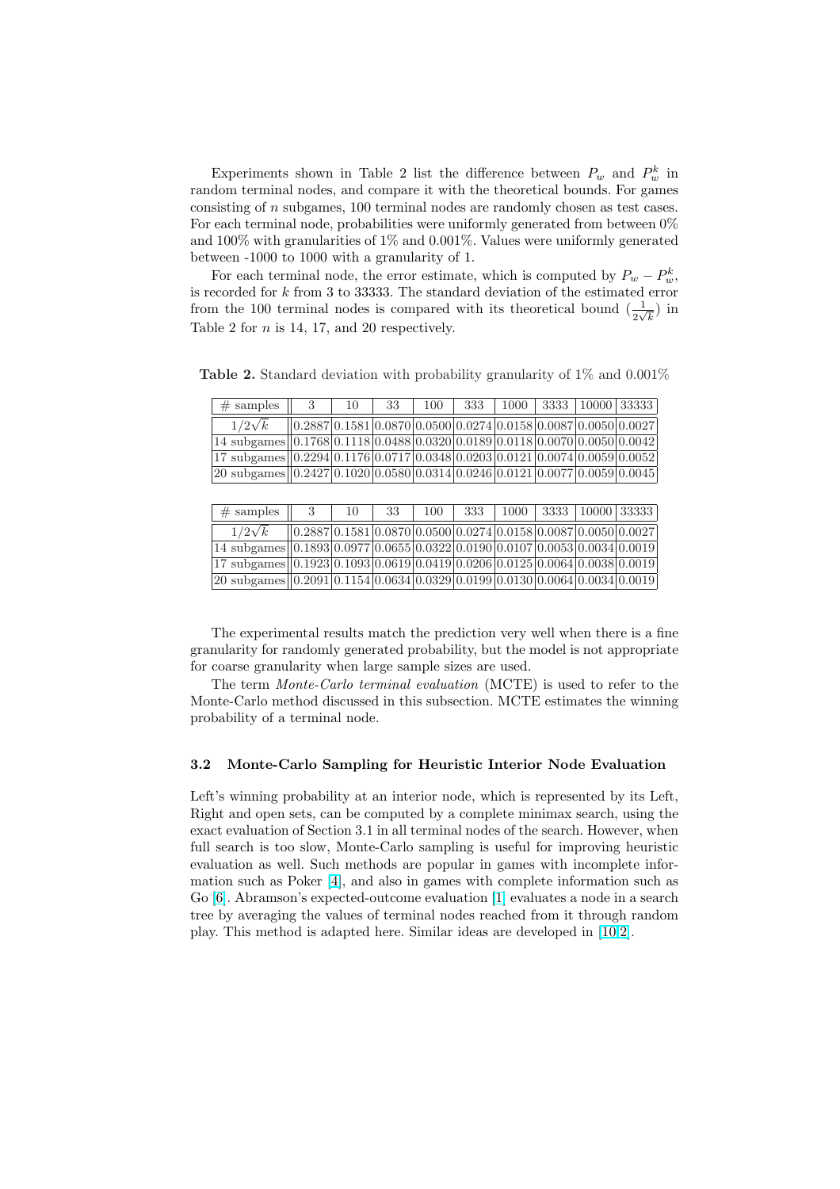Experiments shown in Table 2 list the difference between $P_w$ and $P_w^k$ in random terminal nodes, and compare it with the theoretical bounds. For games consisting of $n$ subgames, 100 terminal nodes are randomly chosen as test cases. For each terminal node, probabilities were uniformly generated from between 0% and 100% with granularities of 1% and 0.001%. Values were uniformly generated between -1000 to 1000 with a granularity of 1.

For each terminal node, the error estimate, which is computed by $P_w - P_w^k$, is recorded for $k$ from 3 to 33333. The standard deviation of the estimated error from the 100 terminal nodes is compared with its theoretical bound ($\frac{1}{2\sqrt{k}}$) in Table 2 for $n$ is 14, 17, and 20 respectively.

**Table 2.** Standard deviation with probability granularity of 1% and 0.001%

| # samples | 3 | 10 | 33 | 100 | 333 | 1000 | 3333 | 10000 | 33333 |
|---|---|---|---|---|---|---|---|---|---|
| $1/2\sqrt{k}$ | 0.2887 | 0.1581 | 0.0870 | 0.0500 | 0.0274 | 0.0158 | 0.0087 | 0.0050 | 0.0027 |
| 14 subgames | 0.1768 | 0.1118 | 0.0488 | 0.0320 | 0.0189 | 0.0118 | 0.0070 | 0.0050 | 0.0042 |
| 17 subgames | 0.2294 | 0.1176 | 0.0717 | 0.0348 | 0.0203 | 0.0121 | 0.0074 | 0.0059 | 0.0052 |
| 20 subgames | 0.2427 | 0.1020 | 0.0580 | 0.0314 | 0.0246 | 0.0121 | 0.0077 | 0.0059 | 0.0045 |

| # samples | 3 | 10 | 33 | 100 | 333 | 1000 | 3333 | 10000 | 33333 |
|---|---|---|---|---|---|---|---|---|---|
| $1/2\sqrt{k}$ | 0.2887 | 0.1581 | 0.0870 | 0.0500 | 0.0274 | 0.0158 | 0.0087 | 0.0050 | 0.0027 |
| 14 subgames | 0.1893 | 0.0977 | 0.0655 | 0.0322 | 0.0190 | 0.0107 | 0.0053 | 0.0034 | 0.0019 |
| 17 subgames | 0.1923 | 0.1093 | 0.0619 | 0.0419 | 0.0206 | 0.0125 | 0.0064 | 0.0038 | 0.0019 |
| 20 subgames | 0.2091 | 0.1154 | 0.0634 | 0.0329 | 0.0199 | 0.0130 | 0.0064 | 0.0034 | 0.0019 |

The experimental results match the prediction very well when there is a fine granularity for randomly generated probability, but the model is not appropriate for coarse granularity when large sample sizes are used.

The term *Monte-Carlo terminal evaluation* (MCTE) is used to refer to the Monte-Carlo method discussed in this subsection. MCTE estimates the winning probability of a terminal node.

### 3.2 Monte-Carlo Sampling for Heuristic Interior Node Evaluation

Left's winning probability at an interior node, which is represented by its Left, Right and open sets, can be computed by a complete minimax search, using the exact evaluation of Section 3.1 in all terminal nodes of the search. However, when full search is too slow, Monte-Carlo sampling is useful for improving heuristic evaluation as well. Such methods are popular in games with incomplete information such as Poker [4], and also in games with complete information such as Go [6]. Abramson's expected-outcome evaluation [1] evaluates a node in a search tree by averaging the values of terminal nodes reached from it through random play. This method is adapted here. Similar ideas are developed in [10,2].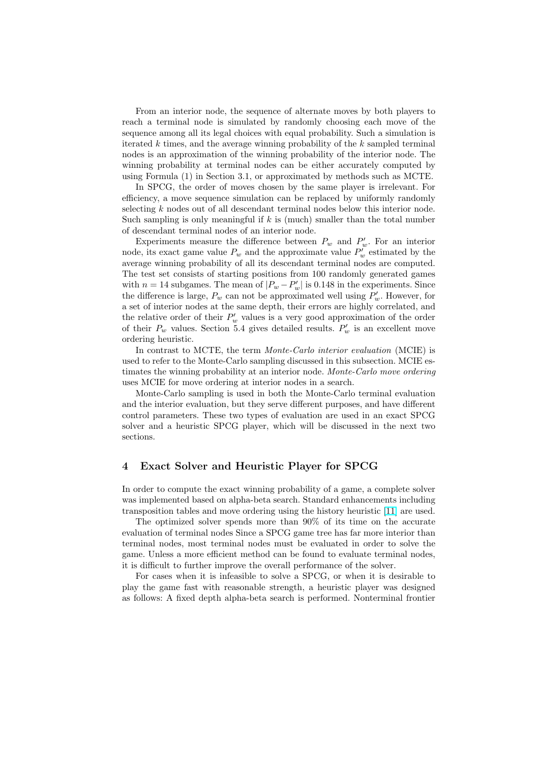From an interior node, the sequence of alternate moves by both players to reach a terminal node is simulated by randomly choosing each move of the sequence among all its legal choices with equal probability. Such a simulation is iterated $k$ times, and the average winning probability of the $k$ sampled terminal nodes is an approximation of the winning probability of the interior node. The winning probability at terminal nodes can be either accurately computed by using Formula (1) in Section 3.1, or approximated by methods such as MCTE.

In SPCG, the order of moves chosen by the same player is irrelevant. For efficiency, a move sequence simulation can be replaced by uniformly randomly selecting $k$ nodes out of all descendant terminal nodes below this interior node. Such sampling is only meaningful if $k$ is (much) smaller than the total number of descendant terminal nodes of an interior node.

Experiments measure the difference between $P_w$ and $P'_w$. For an interior node, its exact game value $P_w$ and the approximate value $P'_w$ estimated by the average winning probability of all its descendant terminal nodes are computed. The test set consists of starting positions from 100 randomly generated games with $n = 14$ subgames. The mean of $|P_w - P'_w|$ is 0.148 in the experiments. Since the difference is large, $P_w$ can not be approximated well using $P'_w$. However, for a set of interior nodes at the same depth, their errors are highly correlated, and the relative order of their $P'_w$ values is a very good approximation of the order of their $P_w$ values. Section 5.4 gives detailed results. $P'_w$ is an excellent move ordering heuristic.

In contrast to MCTE, the term *Monte-Carlo interior evaluation* (MCIE) is used to refer to the Monte-Carlo sampling discussed in this subsection. MCIE estimates the winning probability at an interior node. *Monte-Carlo move ordering* uses MCIE for move ordering at interior nodes in a search.

Monte-Carlo sampling is used in both the Monte-Carlo terminal evaluation and the interior evaluation, but they serve different purposes, and have different control parameters. These two types of evaluation are used in an exact SPCG solver and a heuristic SPCG player, which will be discussed in the next two sections.

## 4 Exact Solver and Heuristic Player for SPCG

In order to compute the exact winning probability of a game, a complete solver was implemented based on alpha-beta search. Standard enhancements including transposition tables and move ordering using the history heuristic [11] are used.

The optimized solver spends more than 90% of its time on the accurate evaluation of terminal nodes Since a SPCG game tree has far more interior than terminal nodes, most terminal nodes must be evaluated in order to solve the game. Unless a more efficient method can be found to evaluate terminal nodes, it is difficult to further improve the overall performance of the solver.

For cases when it is infeasible to solve a SPCG, or when it is desirable to play the game fast with reasonable strength, a heuristic player was designed as follows: A fixed depth alpha-beta search is performed. Nonterminal frontier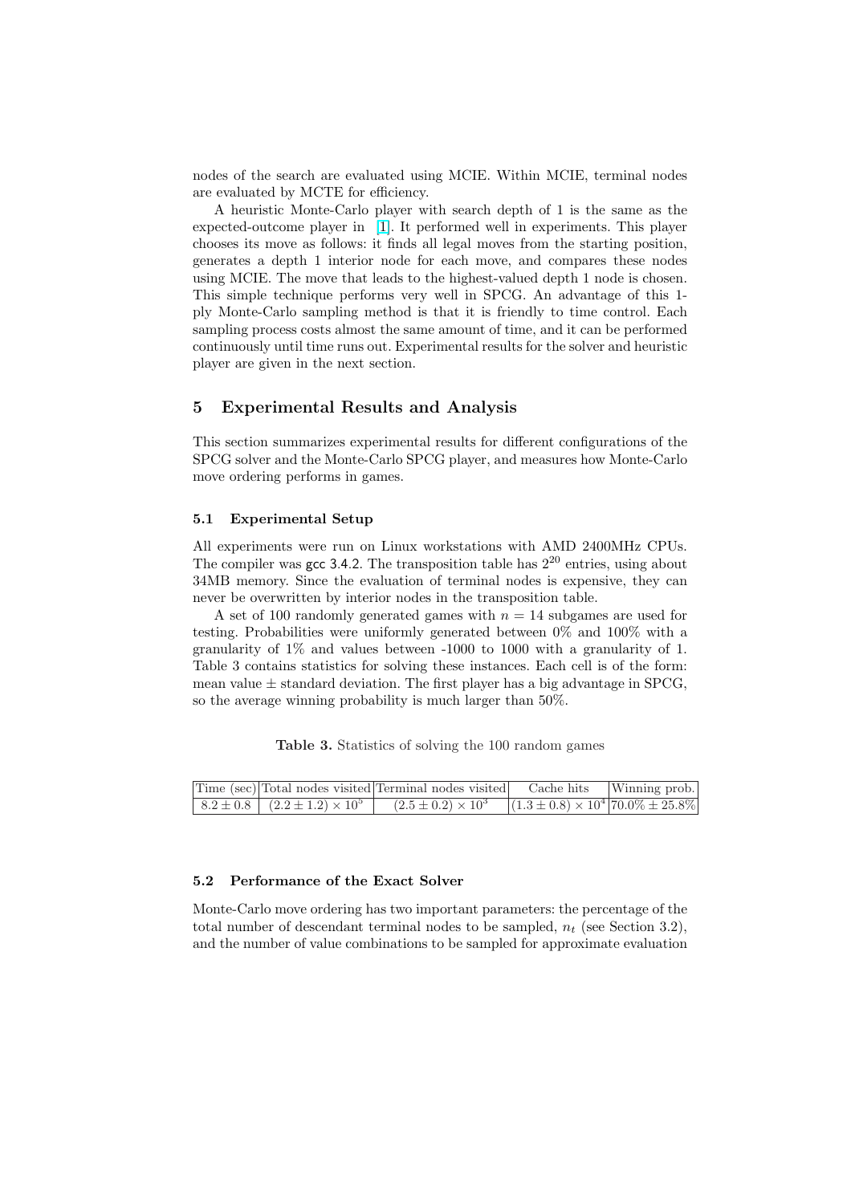nodes of the search are evaluated using MCIE. Within MCIE, terminal nodes are evaluated by MCTE for efficiency.

A heuristic Monte-Carlo player with search depth of 1 is the same as the expected-outcome player in [1]. It performed well in experiments. This player chooses its move as follows: it finds all legal moves from the starting position, generates a depth 1 interior node for each move, and compares these nodes using MCIE. The move that leads to the highest-valued depth 1 node is chosen. This simple technique performs very well in SPCG. An advantage of this 1-ply Monte-Carlo sampling method is that it is friendly to time control. Each sampling process costs almost the same amount of time, and it can be performed continuously until time runs out. Experimental results for the solver and heuristic player are given in the next section.

## 5 Experimental Results and Analysis

This section summarizes experimental results for different configurations of the SPCG solver and the Monte-Carlo SPCG player, and measures how Monte-Carlo move ordering performs in games.

### 5.1 Experimental Setup

All experiments were run on Linux workstations with AMD 2400MHz CPUs. The compiler was gcc 3.4.2. The transposition table has $2^{20}$ entries, using about 34MB memory. Since the evaluation of terminal nodes is expensive, they can never be overwritten by interior nodes in the transposition table.

A set of 100 randomly generated games with $n = 14$ subgames are used for testing. Probabilities were uniformly generated between 0% and 100% with a granularity of 1% and values between -1000 to 1000 with a granularity of 1. Table 3 contains statistics for solving these instances. Each cell is of the form: mean value ± standard deviation. The first player has a big advantage in SPCG, so the average winning probability is much larger than 50%.

**Table 3.** Statistics of solving the 100 random games

| Time (sec) | Total nodes visited | Terminal nodes visited | Cache hits | Winning prob. |
|---|---|---|---|---|
| $8.2 \pm 0.8$ | $(2.2 \pm 1.2) \times 10^5$ | $(2.5 \pm 0.2) \times 10^3$ | $(1.3 \pm 0.8) \times 10^4$ | $70.0\% \pm 25.8\%$ |

### 5.2 Performance of the Exact Solver

Monte-Carlo move ordering has two important parameters: the percentage of the total number of descendant terminal nodes to be sampled, $n_t$ (see Section 3.2), and the number of value combinations to be sampled for approximate evaluation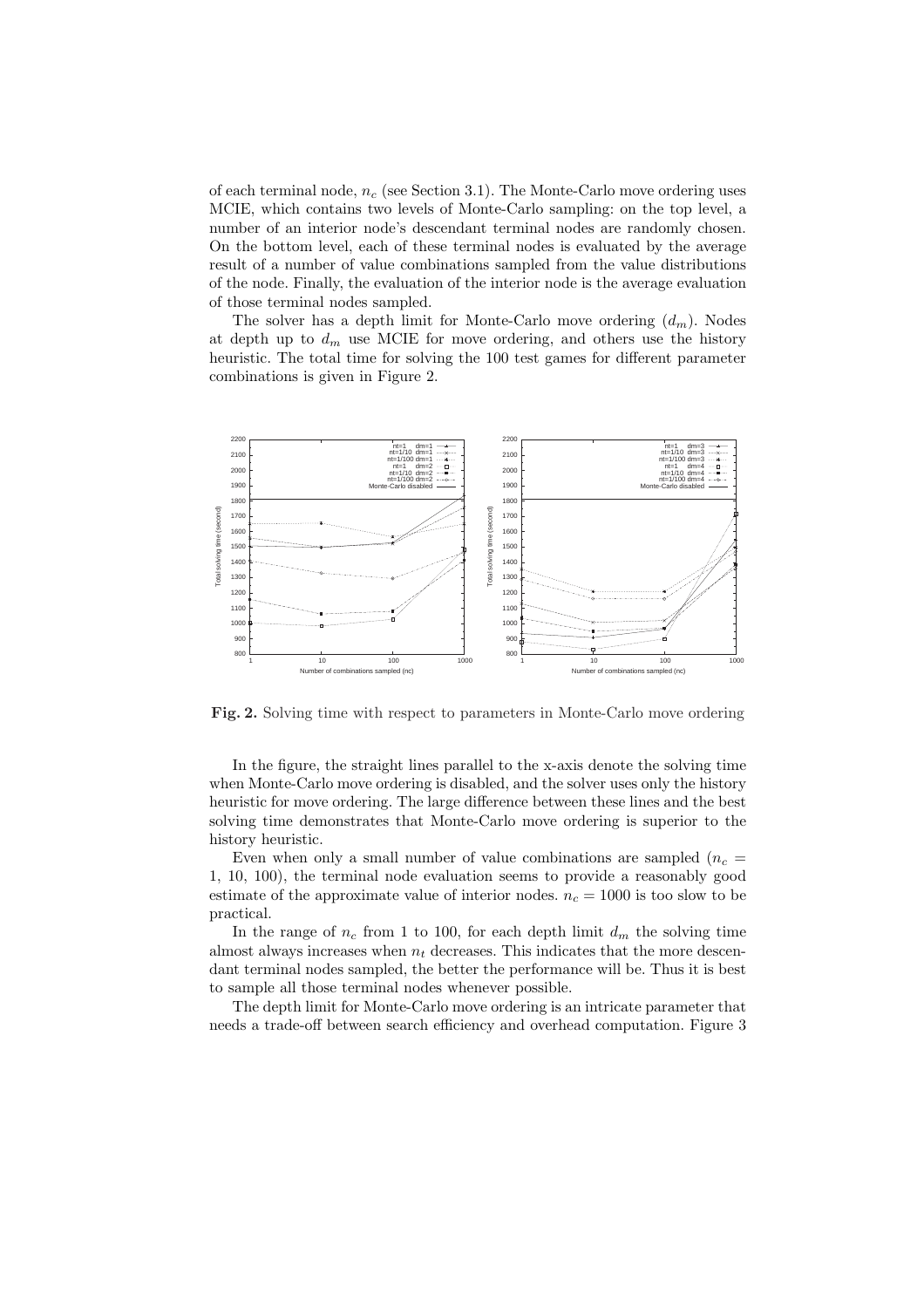of each terminal node, $n_c$ (see Section 3.1). The Monte-Carlo move ordering uses MCIE, which contains two levels of Monte-Carlo sampling: on the top level, a number of an interior node's descendant terminal nodes are randomly chosen. On the bottom level, each of these terminal nodes is evaluated by the average result of a number of value combinations sampled from the value distributions of the node. Finally, the evaluation of the interior node is the average evaluation of those terminal nodes sampled.

The solver has a depth limit for Monte-Carlo move ordering ($d_m$). Nodes at depth up to $d_m$ use MCIE for move ordering, and others use the history heuristic. The total time for solving the 100 test games for different parameter combinations is given in Figure 2.

**Fig. 2.** Solving time with respect to parameters in Monte-Carlo move ordering

In the figure, the straight lines parallel to the x-axis denote the solving time when Monte-Carlo move ordering is disabled, and the solver uses only the history heuristic for move ordering. The large difference between these lines and the best solving time demonstrates that Monte-Carlo move ordering is superior to the history heuristic.

Even when only a small number of value combinations are sampled ($n_c$ = 1, 10, 100), the terminal node evaluation seems to provide a reasonably good estimate of the approximate value of interior nodes. $n_c = 1000$ is too slow to be practical.

In the range of $n_c$ from 1 to 100, for each depth limit $d_m$ the solving time almost always increases when $n_t$ decreases. This indicates that the more descendant terminal nodes sampled, the better the performance will be. Thus it is best to sample all those terminal nodes whenever possible.

The depth limit for Monte-Carlo move ordering is an intricate parameter that needs a trade-off between search efficiency and overhead computation. Figure 3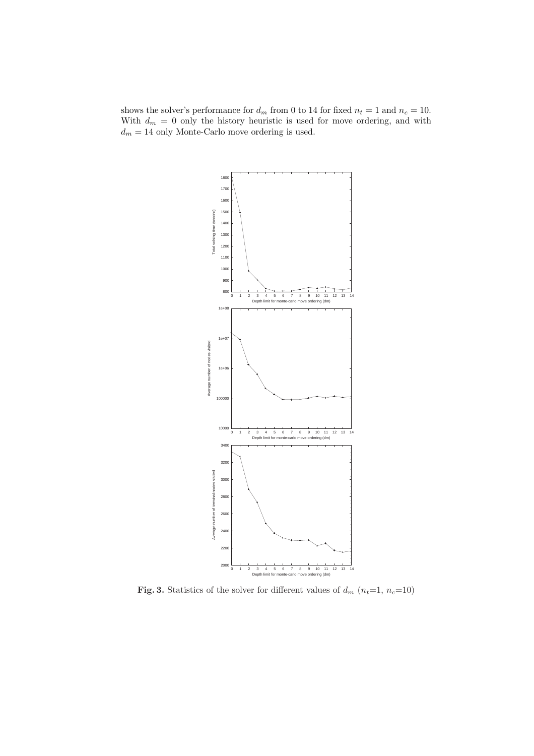shows the solver's performance for $d_m$ from 0 to 14 for fixed $n_t = 1$ and $n_c = 10$. With $d_m = 0$ only the history heuristic is used for move ordering, and with $d_m = 14$ only Monte-Carlo move ordering is used.

**Fig. 3.** Statistics of the solver for different values of $d_m$ ($n_t$=1, $n_c$=10)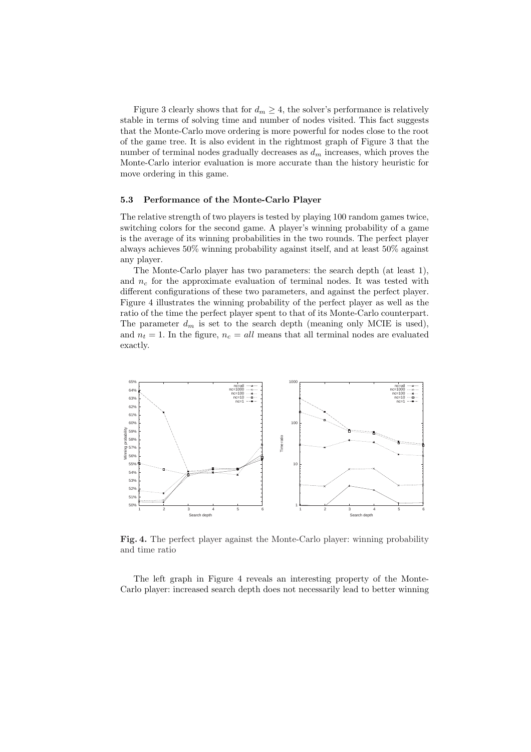Figure 3 clearly shows that for $d_m \geq 4$, the solver's performance is relatively stable in terms of solving time and number of nodes visited. This fact suggests that the Monte-Carlo move ordering is more powerful for nodes close to the root of the game tree. It is also evident in the rightmost graph of Figure 3 that the number of terminal nodes gradually decreases as $d_m$ increases, which proves the Monte-Carlo interior evaluation is more accurate than the history heuristic for move ordering in this game.

### 5.3 Performance of the Monte-Carlo Player

The relative strength of two players is tested by playing 100 random games twice, switching colors for the second game. A player's winning probability of a game is the average of its winning probabilities in the two rounds. The perfect player always achieves 50% winning probability against itself, and at least 50% against any player.

The Monte-Carlo player has two parameters: the search depth (at least 1), and $n_c$ for the approximate evaluation of terminal nodes. It was tested with different configurations of these two parameters, and against the perfect player. Figure 4 illustrates the winning probability of the perfect player as well as the ratio of the time the perfect player spent to that of its Monte-Carlo counterpart. The parameter $d_m$ is set to the search depth (meaning only MCIE is used), and $n_t = 1$. In the figure, $n_c = all$ means that all terminal nodes are evaluated exactly.

**Fig. 4.** The perfect player against the Monte-Carlo player: winning probability and time ratio

The left graph in Figure 4 reveals an interesting property of the Monte-Carlo player: increased search depth does not necessarily lead to better winning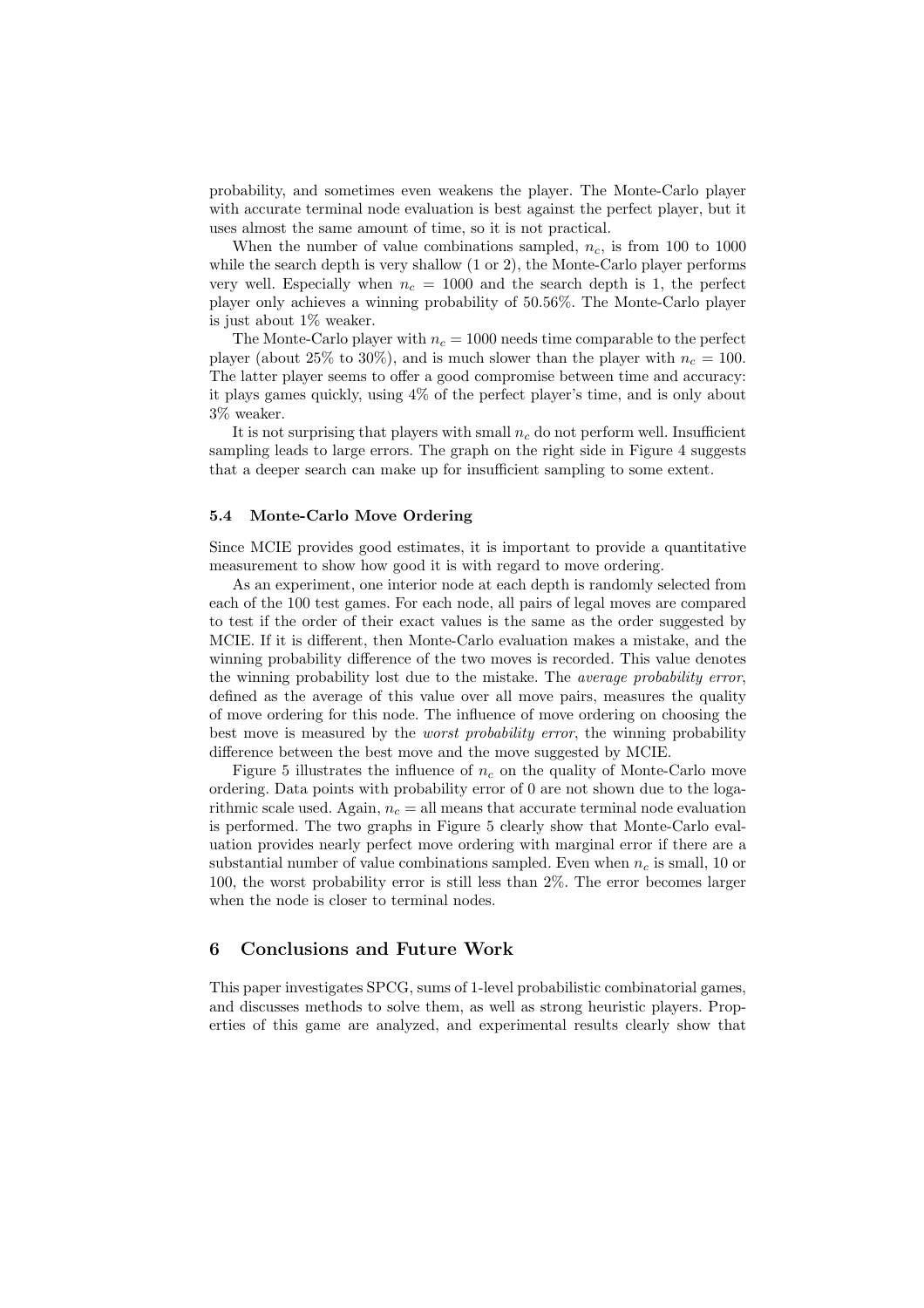probability, and sometimes even weakens the player. The Monte-Carlo player with accurate terminal node evaluation is best against the perfect player, but it uses almost the same amount of time, so it is not practical.

When the number of value combinations sampled, $n_c$, is from 100 to 1000 while the search depth is very shallow (1 or 2), the Monte-Carlo player performs very well. Especially when $n_c = 1000$ and the search depth is 1, the perfect player only achieves a winning probability of 50.56%. The Monte-Carlo player is just about 1% weaker.

The Monte-Carlo player with $n_c = 1000$ needs time comparable to the perfect player (about 25% to 30%), and is much slower than the player with $n_c = 100$. The latter player seems to offer a good compromise between time and accuracy: it plays games quickly, using 4% of the perfect player's time, and is only about 3% weaker.

It is not surprising that players with small $n_c$ do not perform well. Insufficient sampling leads to large errors. The graph on the right side in Figure 4 suggests that a deeper search can make up for insufficient sampling to some extent.

### 5.4 Monte-Carlo Move Ordering

Since MCIE provides good estimates, it is important to provide a quantitative measurement to show how good it is with regard to move ordering.

As an experiment, one interior node at each depth is randomly selected from each of the 100 test games. For each node, all pairs of legal moves are compared to test if the order of their exact values is the same as the order suggested by MCIE. If it is different, then Monte-Carlo evaluation makes a mistake, and the winning probability difference of the two moves is recorded. This value denotes the winning probability lost due to the mistake. The *average probability error*, defined as the average of this value over all move pairs, measures the quality of move ordering for this node. The influence of move ordering on choosing the best move is measured by the *worst probability error*, the winning probability difference between the best move and the move suggested by MCIE.

Figure 5 illustrates the influence of $n_c$ on the quality of Monte-Carlo move ordering. Data points with probability error of 0 are not shown due to the logarithmic scale used. Again, $n_c =$ all means that accurate terminal node evaluation is performed. The two graphs in Figure 5 clearly show that Monte-Carlo evaluation provides nearly perfect move ordering with marginal error if there are a substantial number of value combinations sampled. Even when $n_c$ is small, 10 or 100, the worst probability error is still less than 2%. The error becomes larger when the node is closer to terminal nodes.

## 6 Conclusions and Future Work

This paper investigates SPCG, sums of 1-level probabilistic combinatorial games, and discusses methods to solve them, as well as strong heuristic players. Properties of this game are analyzed, and experimental results clearly show that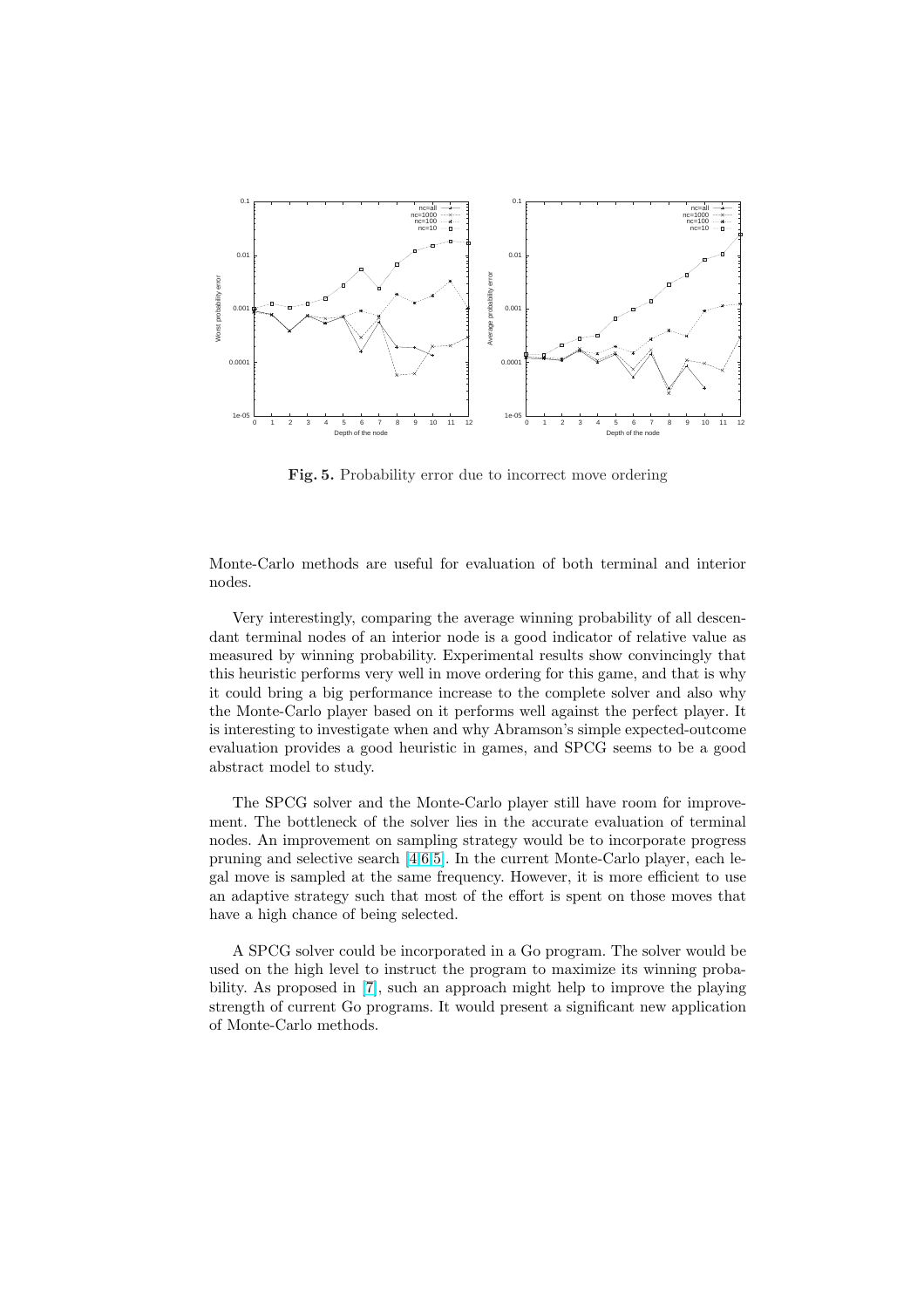**Fig. 5.** Probability error due to incorrect move ordering

Monte-Carlo methods are useful for evaluation of both terminal and interior nodes.

Very interestingly, comparing the average winning probability of all descendant terminal nodes of an interior node is a good indicator of relative value as measured by winning probability. Experimental results show convincingly that this heuristic performs very well in move ordering for this game, and that is why it could bring a big performance increase to the complete solver and also why the Monte-Carlo player based on it performs well against the perfect player. It is interesting to investigate when and why Abramson's simple expected-outcome evaluation provides a good heuristic in games, and SPCG seems to be a good abstract model to study.

The SPCG solver and the Monte-Carlo player still have room for improvement. The bottleneck of the solver lies in the accurate evaluation of terminal nodes. An improvement on sampling strategy would be to incorporate progress pruning and selective search [4,6,5]. In the current Monte-Carlo player, each legal move is sampled at the same frequency. However, it is more efficient to use an adaptive strategy such that most of the effort is spent on those moves that have a high chance of being selected.

A SPCG solver could be incorporated in a Go program. The solver would be used on the high level to instruct the program to maximize its winning probability. As proposed in [7], such an approach might help to improve the playing strength of current Go programs. It would present a significant new application of Monte-Carlo methods.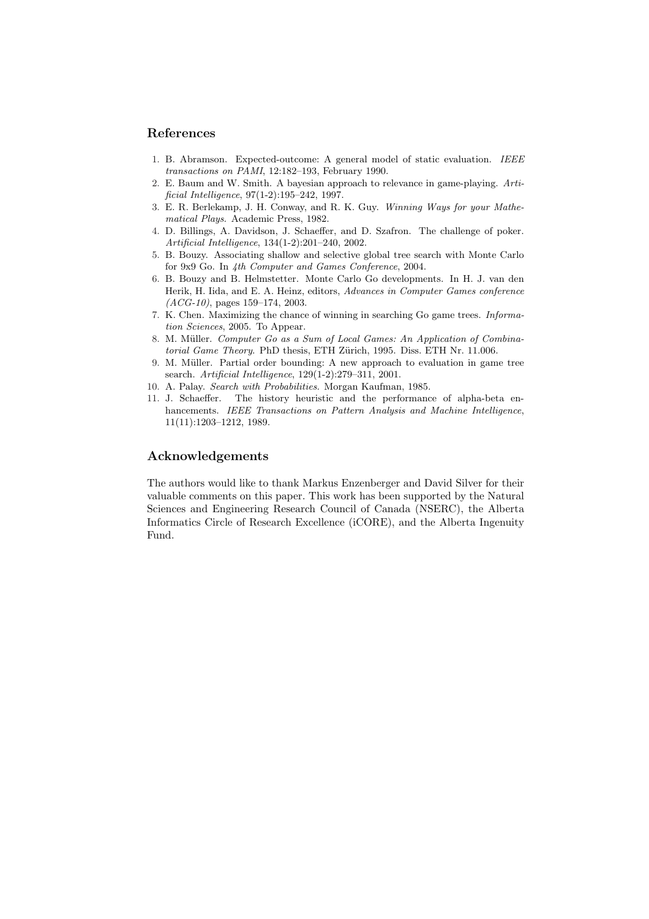## References

1. B. Abramson. Expected-outcome: A general model of static evaluation. *IEEE transactions on PAMI*, 12:182–193, February 1990.
2. E. Baum and W. Smith. A bayesian approach to relevance in game-playing. *Artificial Intelligence*, 97(1-2):195–242, 1997.
3. E. R. Berlekamp, J. H. Conway, and R. K. Guy. *Winning Ways for your Mathematical Plays*. Academic Press, 1982.
4. D. Billings, A. Davidson, J. Schaeffer, and D. Szafron. The challenge of poker. *Artificial Intelligence*, 134(1-2):201–240, 2002.
5. B. Bouzy. Associating shallow and selective global tree search with Monte Carlo for 9x9 Go. In *4th Computer and Games Conference*, 2004.
6. B. Bouzy and B. Helmstetter. Monte Carlo Go developments. In H. J. van den Herik, H. Iida, and E. A. Heinz, editors, *Advances in Computer Games conference (ACG-10)*, pages 159–174, 2003.
7. K. Chen. Maximizing the chance of winning in searching Go game trees. *Information Sciences*, 2005. To Appear.
8. M. Müller. *Computer Go as a Sum of Local Games: An Application of Combinatorial Game Theory*. PhD thesis, ETH Zürich, 1995. Diss. ETH Nr. 11.006.
9. M. Müller. Partial order bounding: A new approach to evaluation in game tree search. *Artificial Intelligence*, 129(1-2):279–311, 2001.
10. A. Palay. *Search with Probabilities*. Morgan Kaufman, 1985.
11. J. Schaeffer. The history heuristic and the performance of alpha-beta enhancements. *IEEE Transactions on Pattern Analysis and Machine Intelligence*, 11(11):1203–1212, 1989.

## Acknowledgements

The authors would like to thank Markus Enzenberger and David Silver for their valuable comments on this paper. This work has been supported by the Natural Sciences and Engineering Research Council of Canada (NSERC), the Alberta Informatics Circle of Research Excellence (iCORE), and the Alberta Ingenuity Fund.